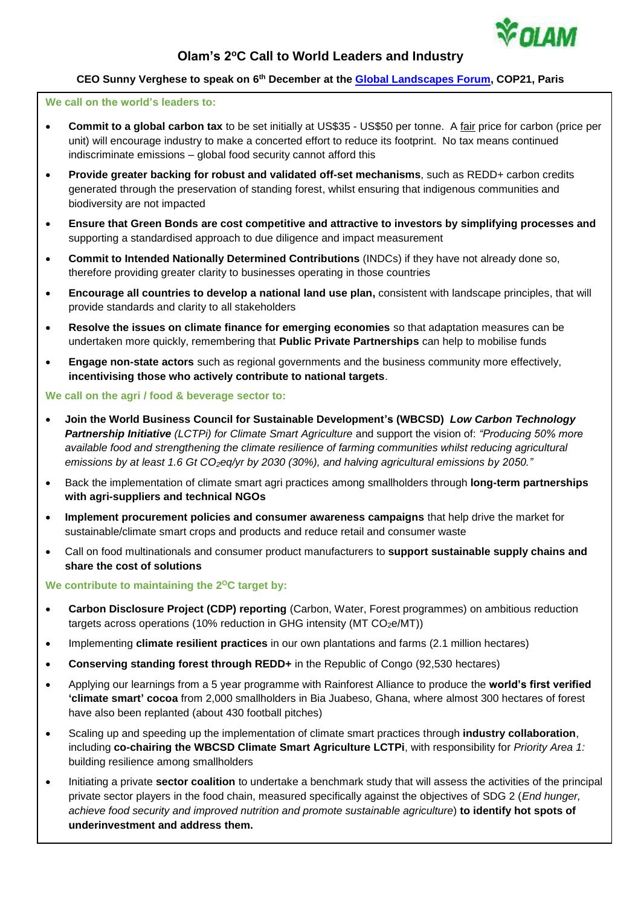# Olam's 2°C Call to World Leaders and Industry

**CEO Sunny Verghese to speak on 6th December at the Global Landscapes Forum, COP21, Paris**

**We call on the world's leaders to:**

- **Commit to a global carbon tax** to be set initially at US$35 - US$50 per tonne. A fair price for carbon (price per unit) will encourage industry to make a concerted effort to reduce its footprint. No tax means continued indiscriminate emissions – global food security cannot afford this
- **Provide greater backing for robust and validated off-set mechanisms**, such as REDD+ carbon credits generated through the preservation of standing forest, whilst ensuring that indigenous communities and biodiversity are not impacted
- **Ensure that Green Bonds are cost competitive and attractive to investors by simplifying processes and** supporting a standardised approach to due diligence and impact measurement
- **Commit to Intended Nationally Determined Contributions** (INDCs) if they have not already done so, therefore providing greater clarity to businesses operating in those countries
- **Encourage all countries to develop a national land use plan,** consistent with landscape principles, that will provide standards and clarity to all stakeholders
- **Resolve the issues on climate finance for emerging economies** so that adaptation measures can be undertaken more quickly, remembering that **Public Private Partnerships** can help to mobilise funds
- **Engage non-state actors** such as regional governments and the business community more effectively, **incentivising those who actively contribute to national targets**.

**We call on the agri / food & beverage sector to:**

- **Join the World Business Council for Sustainable Development's (WBCSD)** ***Low Carbon Technology Partnership Initiative*** *(LCTPi) for Climate Smart Agriculture* and support the vision of: *"Producing 50% more available food and strengthening the climate resilience of farming communities whilst reducing agricultural emissions by at least 1.6 Gt $CO_2$eq/yr by 2030 (30%), and halving agricultural emissions by 2050."*
- Back the implementation of climate smart agri practices among smallholders through **long-term partnerships with agri-suppliers and technical NGOs**
- **Implement procurement policies and consumer awareness campaigns** that help drive the market for sustainable/climate smart crops and products and reduce retail and consumer waste
- Call on food multinationals and consumer product manufacturers to **support sustainable supply chains and share the cost of solutions**

**We contribute to maintaining the 2°C target by:**

- **Carbon Disclosure Project (CDP) reporting** (Carbon, Water, Forest programmes) on ambitious reduction targets across operations (10% reduction in GHG intensity (MT $CO_2$e/MT))
- Implementing **climate resilient practices** in our own plantations and farms (2.1 million hectares)
- **Conserving standing forest through REDD+** in the Republic of Congo (92,530 hectares)
- Applying our learnings from a 5 year programme with Rainforest Alliance to produce the **world's first verified 'climate smart' cocoa** from 2,000 smallholders in Bia Juabeso, Ghana, where almost 300 hectares of forest have also been replanted (about 430 football pitches)
- Scaling up and speeding up the implementation of climate smart practices through **industry collaboration**, including **co-chairing the WBCSD Climate Smart Agriculture LCTPi**, with responsibility for *Priority Area 1:* building resilience among smallholders
- Initiating a private **sector coalition** to undertake a benchmark study that will assess the activities of the principal private sector players in the food chain, measured specifically against the objectives of SDG 2 (*End hunger, achieve food security and improved nutrition and promote sustainable agriculture*) **to identify hot spots of underinvestment and address them.**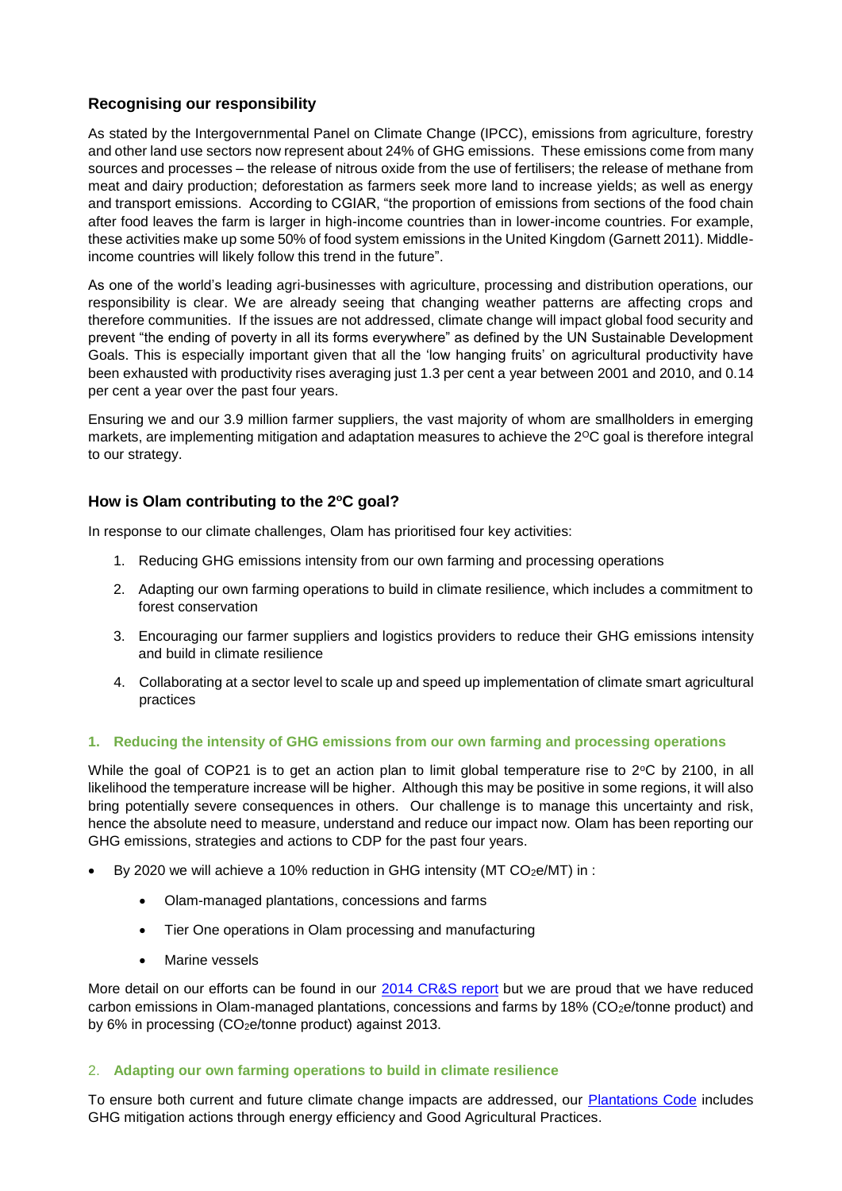## Recognising our responsibility

As stated by the Intergovernmental Panel on Climate Change (IPCC), emissions from agriculture, forestry and other land use sectors now represent about 24% of GHG emissions. These emissions come from many sources and processes – the release of nitrous oxide from the use of fertilisers; the release of methane from meat and dairy production; deforestation as farmers seek more land to increase yields; as well as energy and transport emissions. According to CGIAR, "the proportion of emissions from sections of the food chain after food leaves the farm is larger in high-income countries than in lower-income countries. For example, these activities make up some 50% of food system emissions in the United Kingdom (Garnett 2011). Middle-income countries will likely follow this trend in the future".

As one of the world's leading agri-businesses with agriculture, processing and distribution operations, our responsibility is clear. We are already seeing that changing weather patterns are affecting crops and therefore communities. If the issues are not addressed, climate change will impact global food security and prevent "the ending of poverty in all its forms everywhere" as defined by the UN Sustainable Development Goals. This is especially important given that all the 'low hanging fruits' on agricultural productivity have been exhausted with productivity rises averaging just 1.3 per cent a year between 2001 and 2010, and 0.14 per cent a year over the past four years.

Ensuring we and our 3.9 million farmer suppliers, the vast majority of whom are smallholders in emerging markets, are implementing mitigation and adaptation measures to achieve the 2$^{O}$C goal is therefore integral to our strategy.

## How is Olam contributing to the 2$^{o}$C goal?

In response to our climate challenges, Olam has prioritised four key activities:

1. Reducing GHG emissions intensity from our own farming and processing operations
2. Adapting our own farming operations to build in climate resilience, which includes a commitment to forest conservation
3. Encouraging our farmer suppliers and logistics providers to reduce their GHG emissions intensity and build in climate resilience
4. Collaborating at a sector level to scale up and speed up implementation of climate smart agricultural practices

### 1. Reducing the intensity of GHG emissions from our own farming and processing operations

While the goal of COP21 is to get an action plan to limit global temperature rise to 2$^{o}$C by 2100, in all likelihood the temperature increase will be higher. Although this may be positive in some regions, it will also bring potentially severe consequences in others. Our challenge is to manage this uncertainty and risk, hence the absolute need to measure, understand and reduce our impact now. Olam has been reporting our GHG emissions, strategies and actions to CDP for the past four years.

- By 2020 we will achieve a 10% reduction in GHG intensity (MT $CO_2$e/MT) in :
  - Olam-managed plantations, concessions and farms
  - Tier One operations in Olam processing and manufacturing
  - Marine vessels

More detail on our efforts can be found in our 2014 CR&S report but we are proud that we have reduced carbon emissions in Olam-managed plantations, concessions and farms by 18% ($CO_2$e/tonne product) and by 6% in processing ($CO_2$e/tonne product) against 2013.

### 2. Adapting our own farming operations to build in climate resilience

To ensure both current and future climate change impacts are addressed, our Plantations Code includes GHG mitigation actions through energy efficiency and Good Agricultural Practices.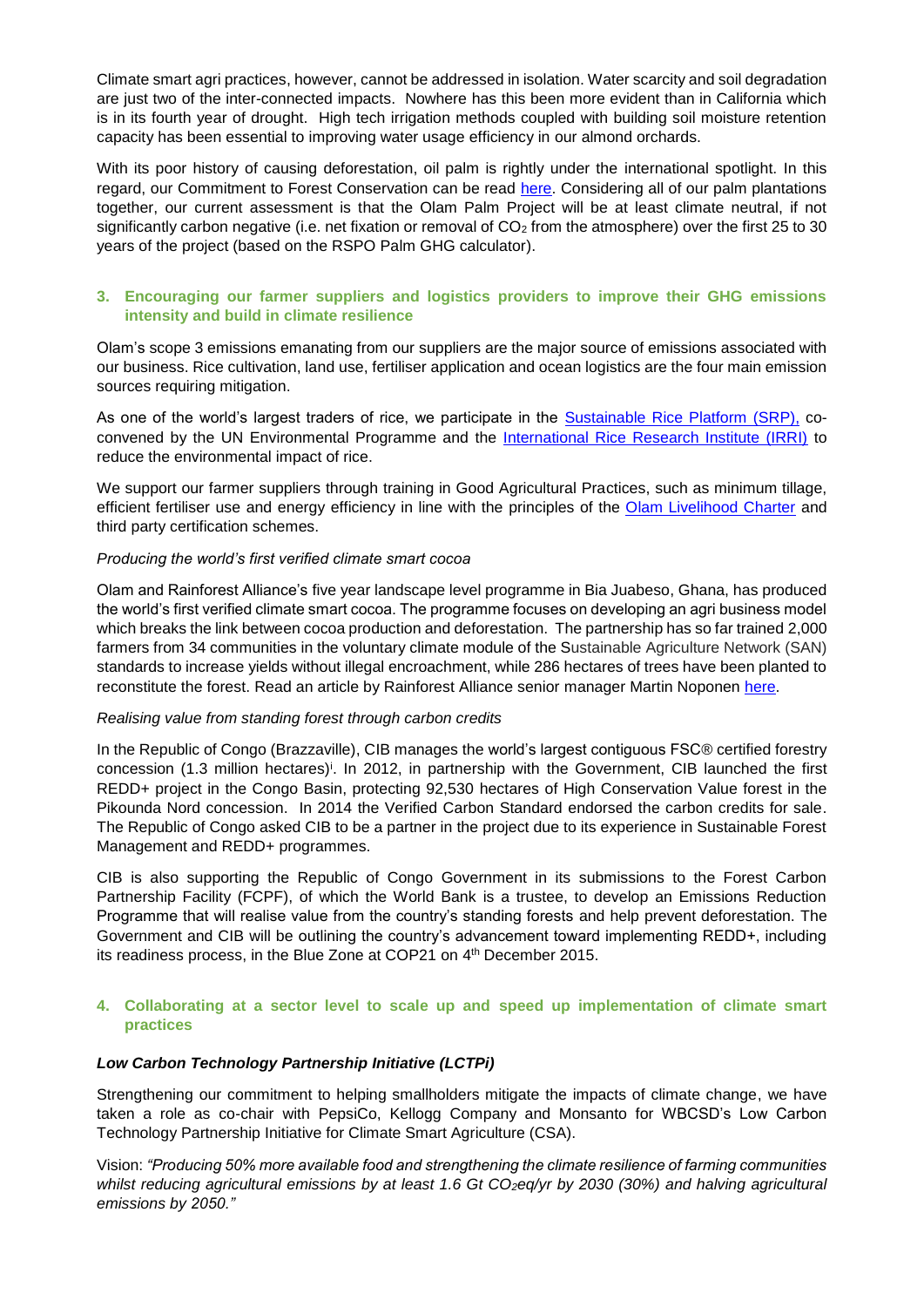Climate smart agri practices, however, cannot be addressed in isolation. Water scarcity and soil degradation are just two of the inter-connected impacts. Nowhere has this been more evident than in California which is in its fourth year of drought. High tech irrigation methods coupled with building soil moisture retention capacity has been essential to improving water usage efficiency in our almond orchards.

With its poor history of causing deforestation, oil palm is rightly under the international spotlight. In this regard, our Commitment to Forest Conservation can be read here. Considering all of our palm plantations together, our current assessment is that the Olam Palm Project will be at least climate neutral, if not significantly carbon negative (i.e. net fixation or removal of $CO_2$ from the atmosphere) over the first 25 to 30 years of the project (based on the RSPO Palm GHG calculator).

### 3. Encouraging our farmer suppliers and logistics providers to improve their GHG emissions intensity and build in climate resilience

Olam's scope 3 emissions emanating from our suppliers are the major source of emissions associated with our business. Rice cultivation, land use, fertiliser application and ocean logistics are the four main emission sources requiring mitigation.

As one of the world's largest traders of rice, we participate in the Sustainable Rice Platform (SRP), co-convened by the UN Environmental Programme and the International Rice Research Institute (IRRI) to reduce the environmental impact of rice.

We support our farmer suppliers through training in Good Agricultural Practices, such as minimum tillage, efficient fertiliser use and energy efficiency in line with the principles of the Olam Livelihood Charter and third party certification schemes.

*Producing the world's first verified climate smart cocoa*

Olam and Rainforest Alliance's five year landscape level programme in Bia Juabeso, Ghana, has produced the world's first verified climate smart cocoa. The programme focuses on developing an agri business model which breaks the link between cocoa production and deforestation. The partnership has so far trained 2,000 farmers from 34 communities in the voluntary climate module of the Sustainable Agriculture Network (SAN) standards to increase yields without illegal encroachment, while 286 hectares of trees have been planted to reconstitute the forest. Read an article by Rainforest Alliance senior manager Martin Noponen here.

*Realising value from standing forest through carbon credits*

In the Republic of Congo (Brazzaville), CIB manages the world's largest contiguous FSC® certified forestry concession (1.3 million hectares)[i]. In 2012, in partnership with the Government, CIB launched the first REDD+ project in the Congo Basin, protecting 92,530 hectares of High Conservation Value forest in the Pikounda Nord concession. In 2014 the Verified Carbon Standard endorsed the carbon credits for sale. The Republic of Congo asked CIB to be a partner in the project due to its experience in Sustainable Forest Management and REDD+ programmes.

CIB is also supporting the Republic of Congo Government in its submissions to the Forest Carbon Partnership Facility (FCPF), of which the World Bank is a trustee, to develop an Emissions Reduction Programme that will realise value from the country's standing forests and help prevent deforestation. The Government and CIB will be outlining the country's advancement toward implementing REDD+, including its readiness process, in the Blue Zone at COP21 on 4th December 2015.

### 4. Collaborating at a sector level to scale up and speed up implementation of climate smart practices

***Low Carbon Technology Partnership Initiative (LCTPi)***

Strengthening our commitment to helping smallholders mitigate the impacts of climate change, we have taken a role as co-chair with PepsiCo, Kellogg Company and Monsanto for WBCSD's Low Carbon Technology Partnership Initiative for Climate Smart Agriculture (CSA).

Vision: *"Producing 50% more available food and strengthening the climate resilience of farming communities whilst reducing agricultural emissions by at least 1.6 Gt $CO_2eq$/yr by 2030 (30%) and halving agricultural emissions by 2050."*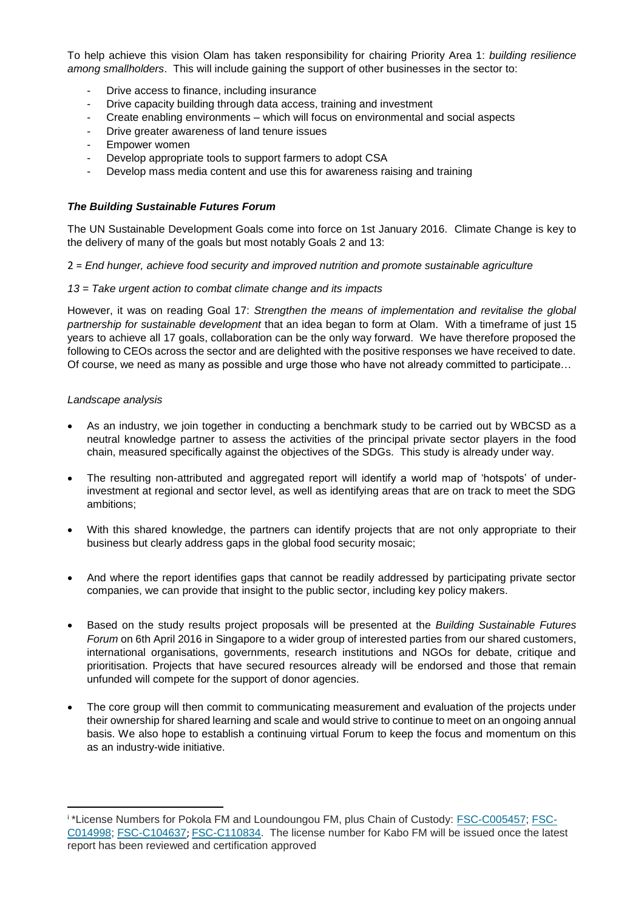To help achieve this vision Olam has taken responsibility for chairing Priority Area 1: *building resilience among smallholders*. This will include gaining the support of other businesses in the sector to:

- Drive access to finance, including insurance
- Drive capacity building through data access, training and investment
- Create enabling environments – which will focus on environmental and social aspects
- Drive greater awareness of land tenure issues
- Empower women
- Develop appropriate tools to support farmers to adopt CSA
- Develop mass media content and use this for awareness raising and training

### *The Building Sustainable Futures Forum*

The UN Sustainable Development Goals come into force on 1st January 2016. Climate Change is key to the delivery of many of the goals but most notably Goals 2 and 13:

2 = *End hunger, achieve food security and improved nutrition and promote sustainable agriculture*

*13 = Take urgent action to combat climate change and its impacts*

However, it was on reading Goal 17: *Strengthen the means of implementation and revitalise the global partnership for sustainable development* that an idea began to form at Olam. With a timeframe of just 15 years to achieve all 17 goals, collaboration can be the only way forward. We have therefore proposed the following to CEOs across the sector and are delighted with the positive responses we have received to date. Of course, we need as many as possible and urge those who have not already committed to participate…

*Landscape analysis*

- As an industry, we join together in conducting a benchmark study to be carried out by WBCSD as a neutral knowledge partner to assess the activities of the principal private sector players in the food chain, measured specifically against the objectives of the SDGs. This study is already under way.
- The resulting non-attributed and aggregated report will identify a world map of 'hotspots' of under-investment at regional and sector level, as well as identifying areas that are on track to meet the SDG ambitions;
- With this shared knowledge, the partners can identify projects that are not only appropriate to their business but clearly address gaps in the global food security mosaic;
- And where the report identifies gaps that cannot be readily addressed by participating private sector companies, we can provide that insight to the public sector, including key policy makers.
- Based on the study results project proposals will be presented at the *Building Sustainable Futures Forum* on 6th April 2016 in Singapore to a wider group of interested parties from our shared customers, international organisations, governments, research institutions and NGOs for debate, critique and prioritisation. Projects that have secured resources already will be endorsed and those that remain unfunded will compete for the support of donor agencies.
- The core group will then commit to communicating measurement and evaluation of the projects under their ownership for shared learning and scale and would strive to continue to meet on an ongoing annual basis. We also hope to establish a continuing virtual Forum to keep the focus and momentum on this as an industry-wide initiative.

---

[i] *License Numbers for Pokola FM and Loundoungou FM, plus Chain of Custody: FSC-C005457; FSC-C014998; FSC-C104637; FSC-C110834. The license number for Kabo FM will be issued once the latest report has been reviewed and certification approved